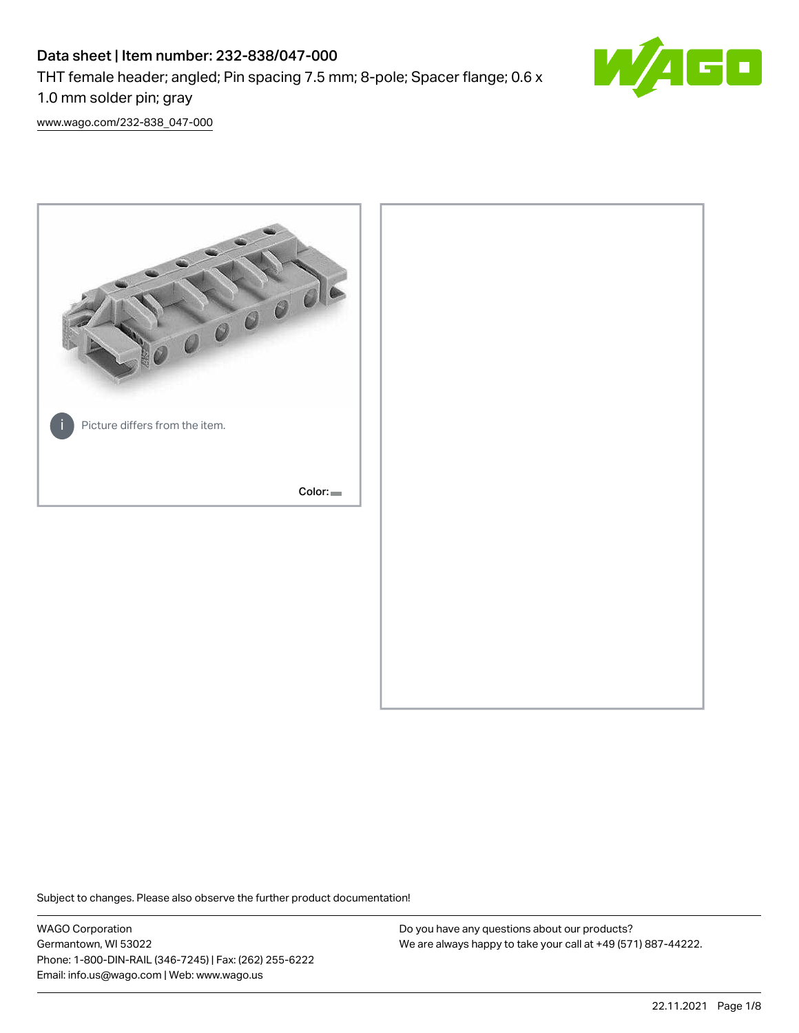# Data sheet | Item number: 232-838/047-000

THT female header; angled; Pin spacing 7.5 mm; 8-pole; Spacer flange; 0.6 x 1.0 mm solder pin; gray

www.wago.com/232-838_047-000

Picture differs from the item.

Color:

Subject to changes. Please also observe the further product documentation!

WAGO Corporation
Germantown, WI 53022
Phone: 1-800-DIN-RAIL (346-7245) | Fax: (262) 255-6222
Email: info.us@wago.com | Web: www.wago.us

Do you have any questions about our products?
We are always happy to take your call at +49 (571) 887-44222.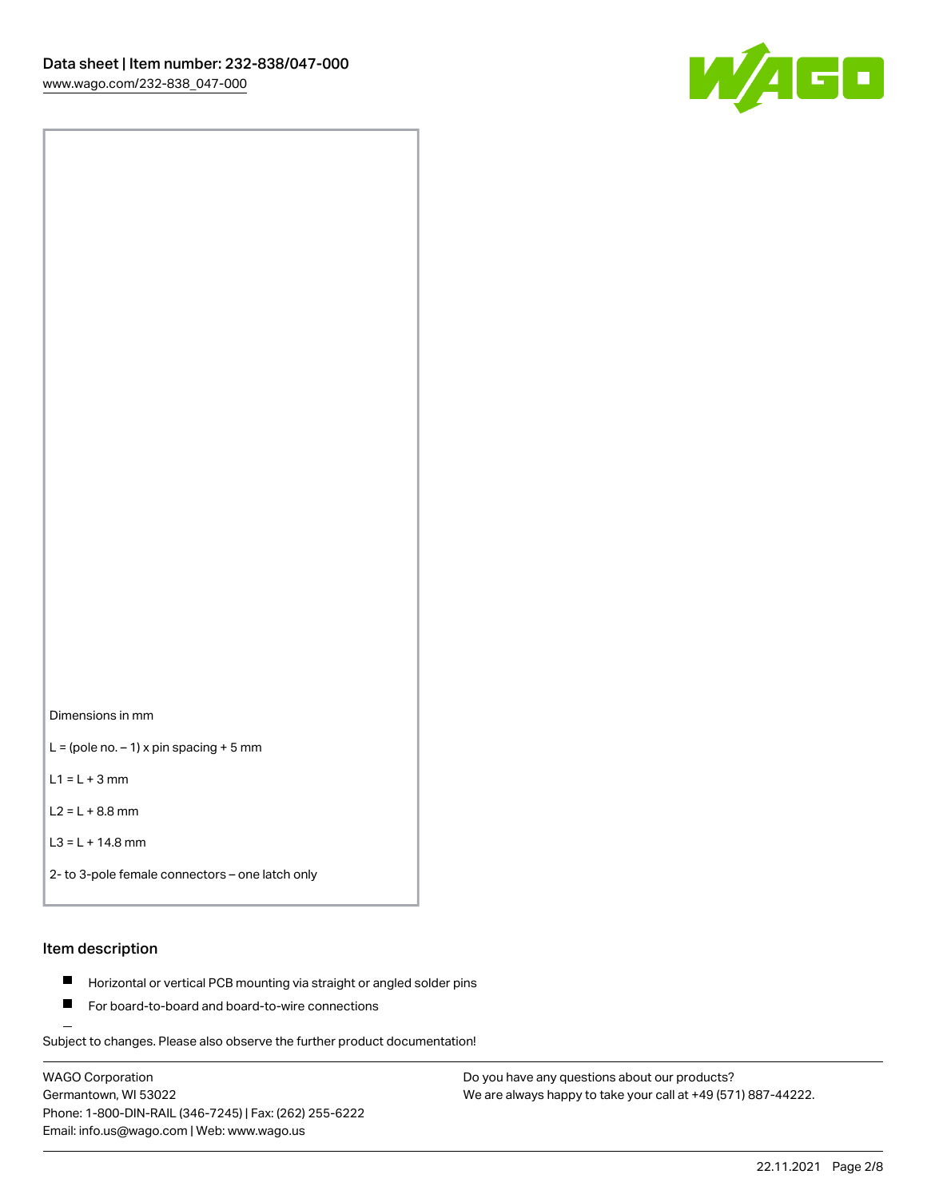Dimensions in mm

L = (pole no. – 1) x pin spacing + 5 mm

L1 = L + 3 mm

L2 = L + 8.8 mm

L3 = L + 14.8 mm

2- to 3-pole female connectors – one latch only

## Item description

- Horizontal or vertical PCB mounting via straight or angled solder pins
- For board-to-board and board-to-wire connections

Subject to changes. Please also observe the further product documentation!

WAGO Corporation
Germantown, WI 53022
Phone: 1-800-DIN-RAIL (346-7245) | Fax: (262) 255-6222
Email: info.us@wago.com | Web: www.wago.us

Do you have any questions about our products?
We are always happy to take your call at +49 (571) 887-44222.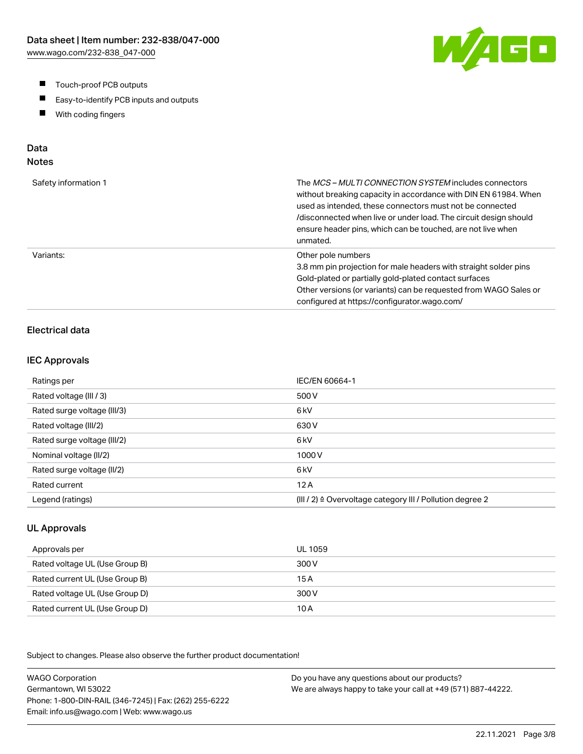- Touch-proof PCB outputs
- Easy-to-identify PCB inputs and outputs
- With coding fingers

## Data
### Notes

| | |
|---|---|
| Safety information 1 | The *MCS – MULTI CONNECTION SYSTEM* includes connectors without breaking capacity in accordance with DIN EN 61984. When used as intended, these connectors must not be connected /disconnected when live or under load. The circuit design should ensure header pins, which can be touched, are not live when unmated. |
| Variants: | Other pole numbers<br>3.8 mm pin projection for male headers with straight solder pins<br>Gold-plated or partially gold-plated contact surfaces<br>Other versions (or variants) can be requested from WAGO Sales or configured at https://configurator.wago.com/ |

### Electrical data

### IEC Approvals

| | |
|---|---|
| Ratings per | IEC/EN 60664-1 |
| Rated voltage (III / 3) | 500 V |
| Rated surge voltage (III/3) | 6 kV |
| Rated voltage (III/2) | 630 V |
| Rated surge voltage (III/2) | 6 kV |
| Nominal voltage (II/2) | 1000 V |
| Rated surge voltage (II/2) | 6 kV |
| Rated current | 12 A |
| Legend (ratings) | (III / 2) ≙ Overvoltage category III / Pollution degree 2 |

### UL Approvals

| | |
|---|---|
| Approvals per | UL 1059 |
| Rated voltage UL (Use Group B) | 300 V |
| Rated current UL (Use Group B) | 15 A |
| Rated voltage UL (Use Group D) | 300 V |
| Rated current UL (Use Group D) | 10 A |

Subject to changes. Please also observe the further product documentation!

WAGO Corporation
Germantown, WI 53022
Phone: 1-800-DIN-RAIL (346-7245) | Fax: (262) 255-6222
Email: info.us@wago.com | Web: www.wago.us

Do you have any questions about our products?
We are always happy to take your call at +49 (571) 887-44222.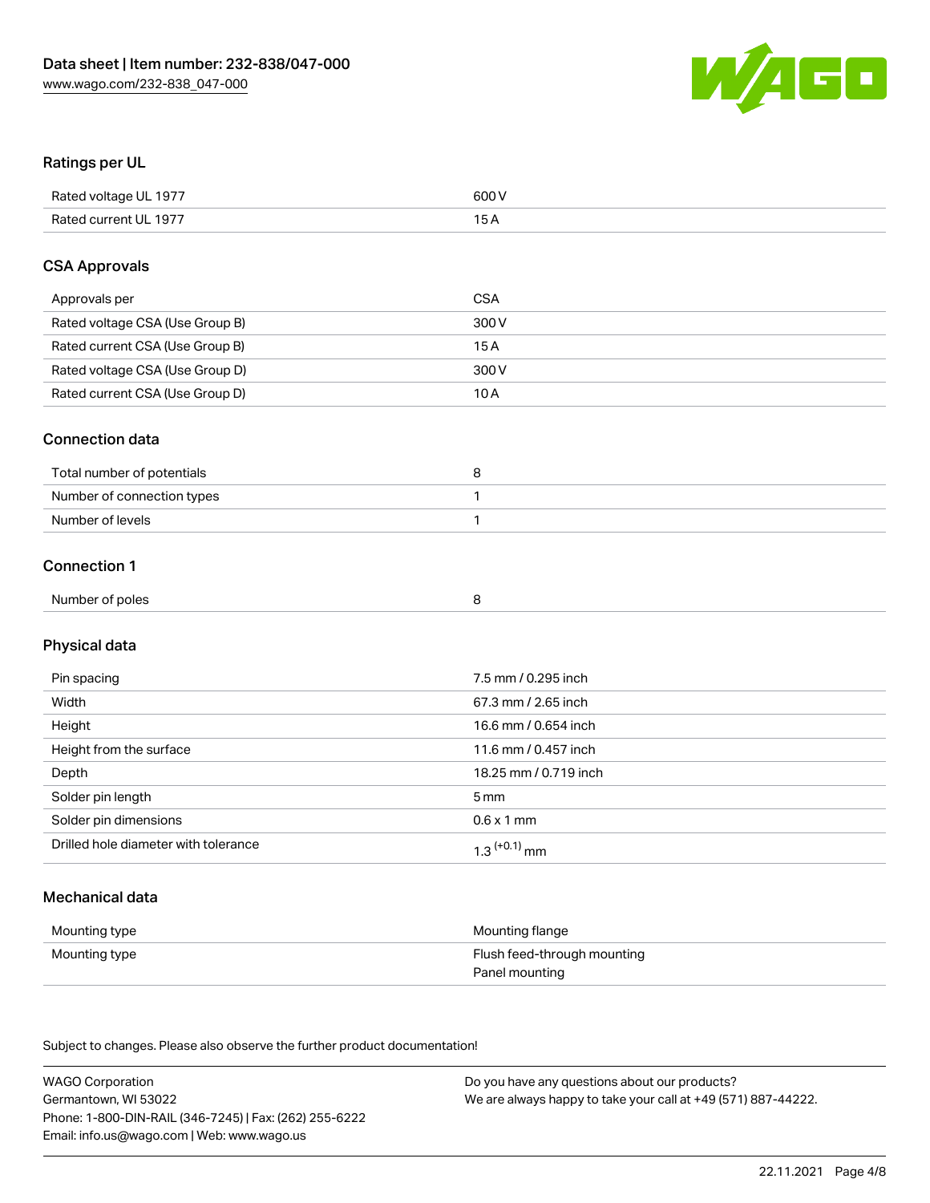## Ratings per UL

| | |
|---|---|
| Rated voltage UL 1977 | 600 V |
| Rated current UL 1977 | 15 A |

## CSA Approvals

| | |
|---|---|
| Approvals per | CSA |
| Rated voltage CSA (Use Group B) | 300 V |
| Rated current CSA (Use Group B) | 15 A |
| Rated voltage CSA (Use Group D) | 300 V |
| Rated current CSA (Use Group D) | 10 A |

## Connection data

| | |
|---|---|
| Total number of potentials | 8 |
| Number of connection types | 1 |
| Number of levels | 1 |

## Connection 1

| | |
|---|---|
| Number of poles | 8 |

## Physical data

| | |
|---|---|
| Pin spacing | 7.5 mm / 0.295 inch |
| Width | 67.3 mm / 2.65 inch |
| Height | 16.6 mm / 0.654 inch |
| Height from the surface | 11.6 mm / 0.457 inch |
| Depth | 18.25 mm / 0.719 inch |
| Solder pin length | 5 mm |
| Solder pin dimensions | 0.6 x 1 mm |
| Drilled hole diameter with tolerance | $1.3^{(+0.1)}$ mm |

## Mechanical data

| | |
|---|---|
| Mounting type | Mounting flange |
| Mounting type | Flush feed-through mounting<br>Panel mounting |

Subject to changes. Please also observe the further product documentation!

WAGO Corporation
Germantown, WI 53022
Phone: 1-800-DIN-RAIL (346-7245) | Fax: (262) 255-6222
Email: info.us@wago.com | Web: www.wago.us

Do you have any questions about our products?
We are always happy to take your call at +49 (571) 887-44222.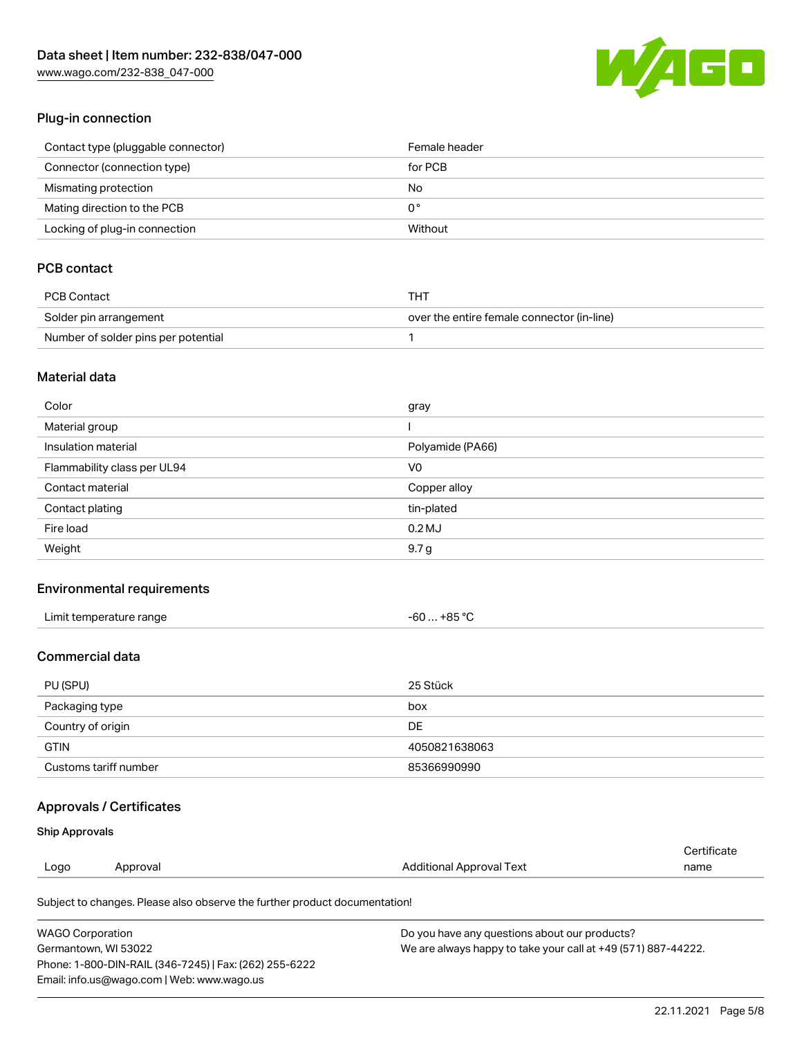## Plug-in connection

| | |
|---|---|
| Contact type (pluggable connector) | Female header |
| Connector (connection type) | for PCB |
| Mismating protection | No |
| Mating direction to the PCB | 0° |
| Locking of plug-in connection | Without |

## PCB contact

| | |
|---|---|
| PCB Contact | THT |
| Solder pin arrangement | over the entire female connector (in-line) |
| Number of solder pins per potential | 1 |

## Material data

| | |
|---|---|
| Color | gray |
| Material group | I |
| Insulation material | Polyamide (PA66) |
| Flammability class per UL94 | V0 |
| Contact material | Copper alloy |
| Contact plating | tin-plated |
| Fire load | 0.2 MJ |
| Weight | 9.7 g |

## Environmental requirements

| | |
|---|---|
| Limit temperature range | -60 … +85 °C |

## Commercial data

| | |
|---|---|
| PU (SPU) | 25 Stück |
| Packaging type | box |
| Country of origin | DE |
| GTIN | 4050821638063 |
| Customs tariff number | 85366990990 |

## Approvals / Certificates

### Ship Approvals

| Logo | Approval | Additional Approval Text | Certificate name |
|---|---|---|---|

Subject to changes. Please also observe the further product documentation!

WAGO Corporation
Germantown, WI 53022
Phone: 1-800-DIN-RAIL (346-7245) | Fax: (262) 255-6222
Email: info.us@wago.com | Web: www.wago.us

Do you have any questions about our products?
We are always happy to take your call at +49 (571) 887-44222.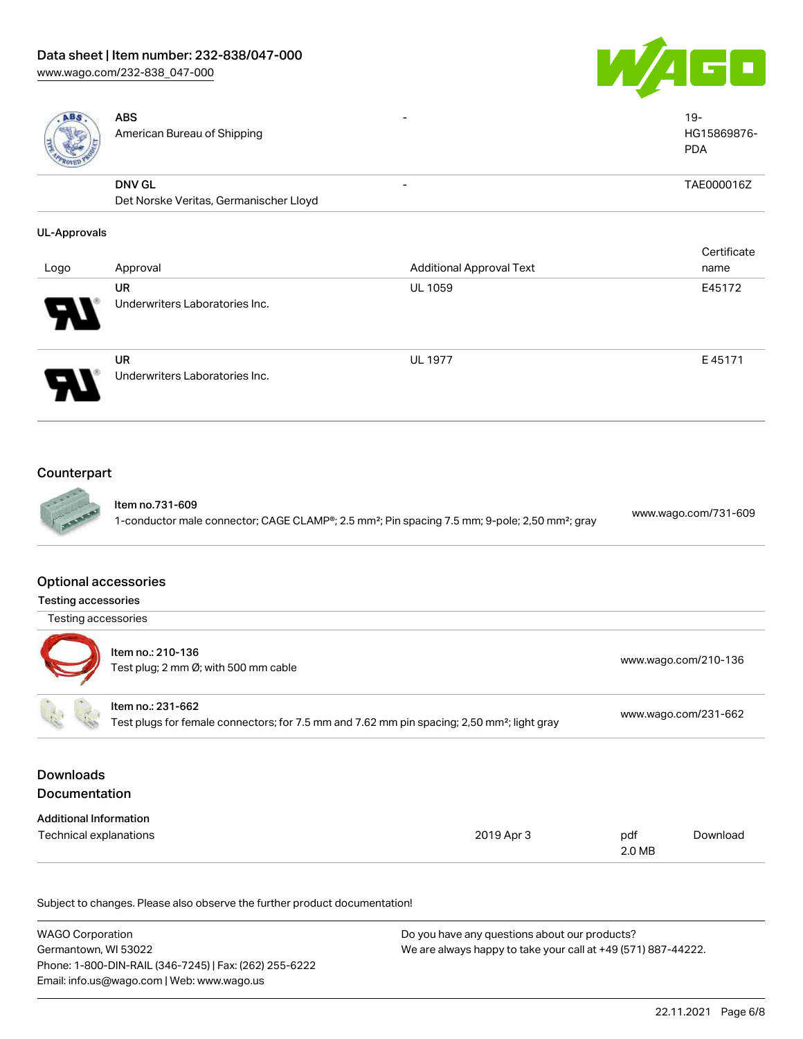| | | | |
|---|---|---|---|
| | **ABS**<br>American Bureau of Shipping | - | 19-HG15869876-PDA |
| | **DNV GL**<br>Det Norske Veritas, Germanischer Lloyd | - | TAE000016Z |

### UL-Approvals

| Logo | Approval | Additional Approval Text | Certificate name |
|---|---|---|---|
| | **UR**<br>Underwriters Laboratories Inc. | UL 1059 | E45172 |
| | **UR**<br>Underwriters Laboratories Inc. | UL 1977 | E 45171 |

## Counterpart

| | | |
|---|---|---|
| | **Item no.731-609**<br>1-conductor male connector; CAGE CLAMP®; 2.5 mm²; Pin spacing 7.5 mm; 9-pole; 2,50 mm²; gray | www.wago.com/731-609 |

## Optional accessories

### Testing accessories

| Testing accessories | | |
|---|---|---|
| | **Item no.: 210-136**<br>Test plug; 2 mm Ø; with 500 mm cable | www.wago.com/210-136 |
| | **Item no.: 231-662**<br>Test plugs for female connectors; for 7.5 mm and 7.62 mm pin spacing; 2,50 mm²; light gray | www.wago.com/231-662 |

## Downloads

## Documentation

### Additional Information

| | | | |
|---|---|---|---|
| Technical explanations | 2019 Apr 3 | pdf<br>2.0 MB | Download |

Subject to changes. Please also observe the further product documentation!

WAGO Corporation
Germantown, WI 53022
Phone: 1-800-DIN-RAIL (346-7245) | Fax: (262) 255-6222
Email: info.us@wago.com | Web: www.wago.us

Do you have any questions about our products?
We are always happy to take your call at +49 (571) 887-44222.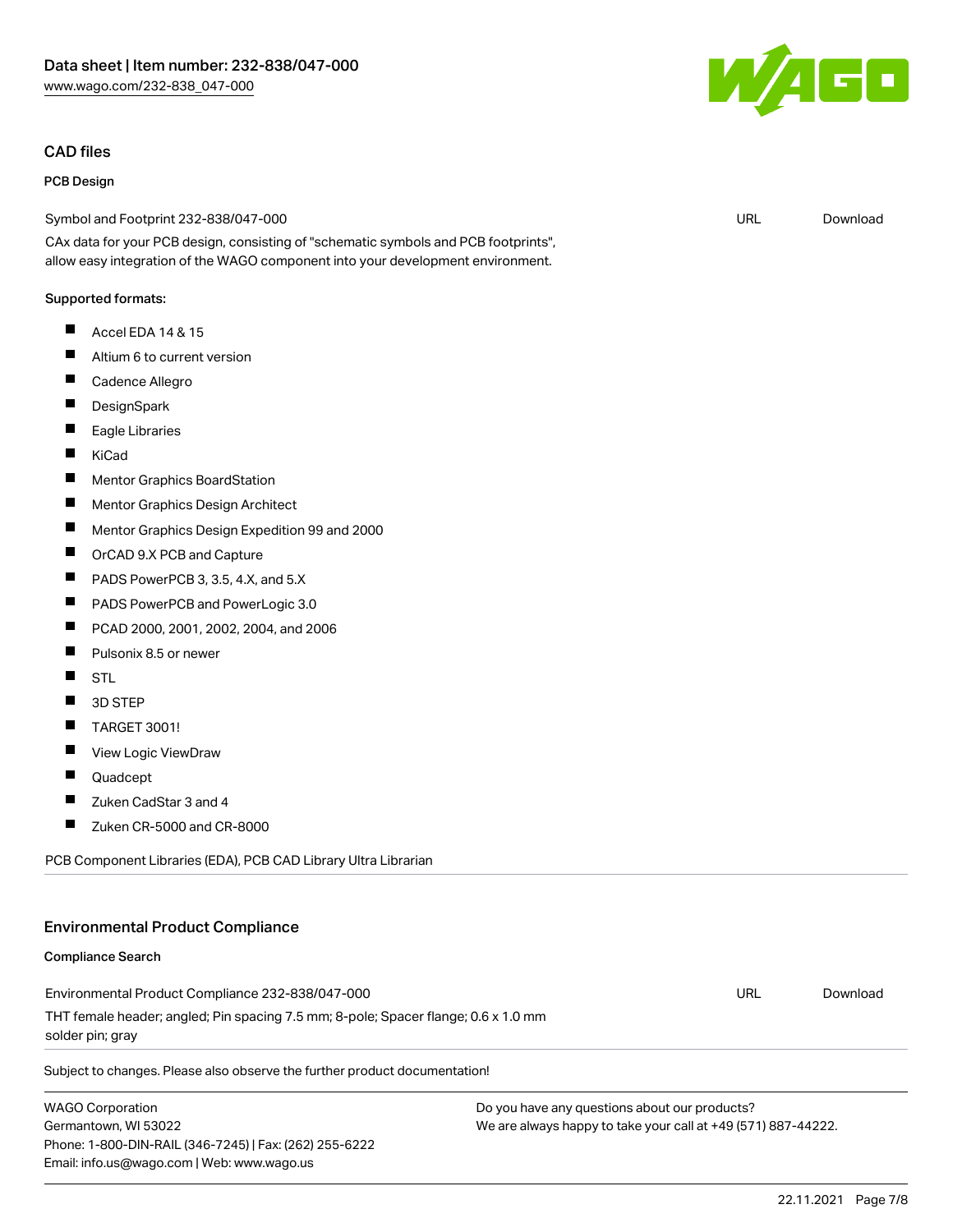## CAD files

### PCB Design

Symbol and Footprint 232-838/047-000 URL Download

CAx data for your PCB design, consisting of "schematic symbols and PCB footprints", allow easy integration of the WAGO component into your development environment.

Supported formats:

- Accel EDA 14 & 15
- Altium 6 to current version
- Cadence Allegro
- DesignSpark
- Eagle Libraries
- KiCad
- Mentor Graphics BoardStation
- Mentor Graphics Design Architect
- Mentor Graphics Design Expedition 99 and 2000
- OrCAD 9.X PCB and Capture
- PADS PowerPCB 3, 3.5, 4.X, and 5.X
- PADS PowerPCB and PowerLogic 3.0
- PCAD 2000, 2001, 2002, 2004, and 2006
- Pulsonix 8.5 or newer
- STL
- 3D STEP
- TARGET 3001!
- View Logic ViewDraw
- Quadcept
- Zuken CadStar 3 and 4
- Zuken CR-5000 and CR-8000

PCB Component Libraries (EDA), PCB CAD Library Ultra Librarian

## Environmental Product Compliance

### Compliance Search

Environmental Product Compliance 232-838/047-000 URL Download

THT female header; angled; Pin spacing 7.5 mm; 8-pole; Spacer flange; 0.6 x 1.0 mm solder pin; gray

Subject to changes. Please also observe the further product documentation!

WAGO Corporation
Germantown, WI 53022
Phone: 1-800-DIN-RAIL (346-7245) | Fax: (262) 255-6222
Email: info.us@wago.com | Web: www.wago.us

Do you have any questions about our products?
We are always happy to take your call at +49 (571) 887-44222.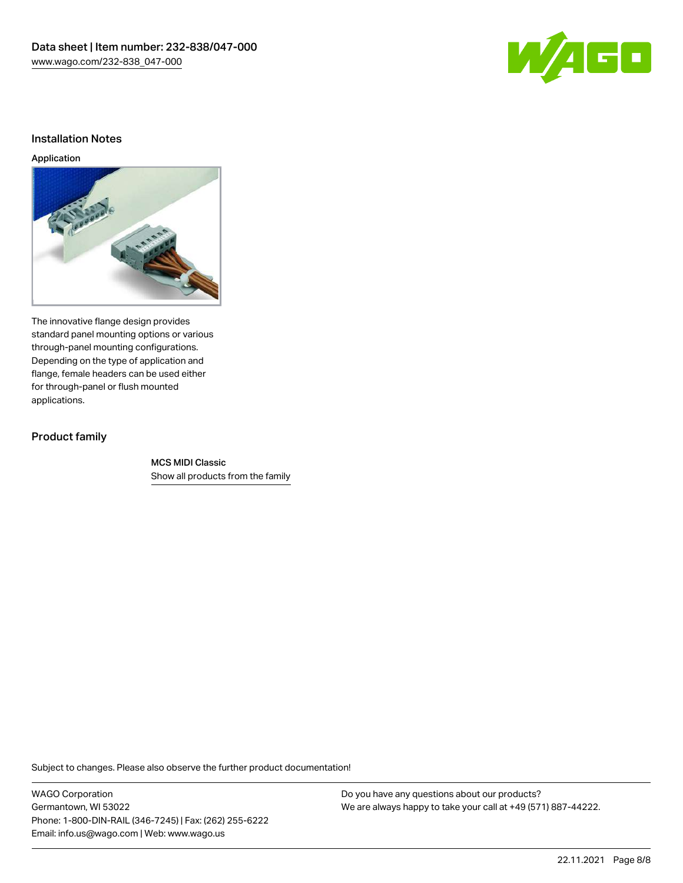## Installation Notes

### Application

The innovative flange design provides standard panel mounting options or various through-panel mounting configurations. Depending on the type of application and flange, female headers can be used either for through-panel or flush mounted applications.

## Product family

MCS MIDI Classic
Show all products from the family

Subject to changes. Please also observe the further product documentation!

WAGO Corporation
Germantown, WI 53022
Phone: 1-800-DIN-RAIL (346-7245) | Fax: (262) 255-6222
Email: info.us@wago.com | Web: www.wago.us

Do you have any questions about our products?
We are always happy to take your call at +49 (571) 887-44222.